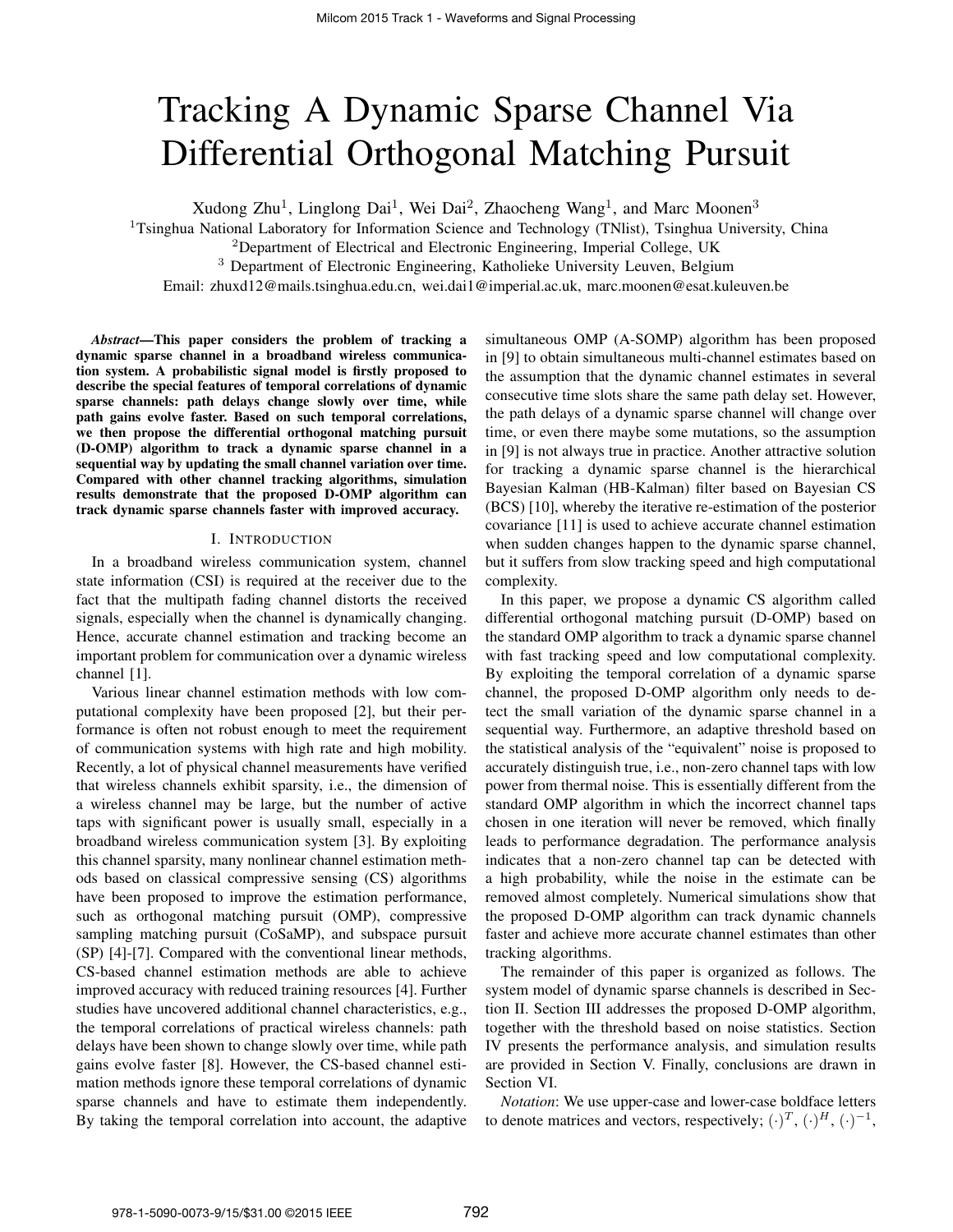# Tracking A Dynamic Sparse Channel Via Differential Orthogonal Matching Pursuit

Xudong Zhu[1], Linglong Dai[1], Wei Dai[2], Zhaocheng Wang[1], and Marc Moonen[3]

[1]Tsinghua National Laboratory for Information Science and Technology (TNlist), Tsinghua University, China

[2]Department of Electrical and Electronic Engineering, Imperial College, UK

[3] Department of Electronic Engineering, Katholieke University Leuven, Belgium

Email: zhuxd12@mails.tsinghua.edu.cn, wei.dai1@imperial.ac.uk, marc.moonen@esat.kuleuven.be

***Abstract*—This paper considers the problem of tracking a dynamic sparse channel in a broadband wireless communication system. A probabilistic signal model is firstly proposed to describe the special features of temporal correlations of dynamic sparse channels: path delays change slowly over time, while path gains evolve faster. Based on such temporal correlations, we then propose the differential orthogonal matching pursuit (D-OMP) algorithm to track a dynamic sparse channel in a sequential way by updating the small channel variation over time. Compared with other channel tracking algorithms, simulation results demonstrate that the proposed D-OMP algorithm can track dynamic sparse channels faster with improved accuracy.**

## I. Introduction

In a broadband wireless communication system, channel state information (CSI) is required at the receiver due to the fact that the multipath fading channel distorts the received signals, especially when the channel is dynamically changing. Hence, accurate channel estimation and tracking become an important problem for communication over a dynamic wireless channel [1].

Various linear channel estimation methods with low computational complexity have been proposed [2], but their performance is often not robust enough to meet the requirement of communication systems with high rate and high mobility. Recently, a lot of physical channel measurements have verified that wireless channels exhibit sparsity, i.e., the dimension of a wireless channel may be large, but the number of active taps with significant power is usually small, especially in a broadband wireless communication system [3]. By exploiting this channel sparsity, many nonlinear channel estimation methods based on classical compressive sensing (CS) algorithms have been proposed to improve the estimation performance, such as orthogonal matching pursuit (OMP), compressive sampling matching pursuit (CoSaMP), and subspace pursuit (SP) [4]-[7]. Compared with the conventional linear methods, CS-based channel estimation methods are able to achieve improved accuracy with reduced training resources [4]. Further studies have uncovered additional channel characteristics, e.g., the temporal correlations of practical wireless channels: path delays have been shown to change slowly over time, while path gains evolve faster [8]. However, the CS-based channel estimation methods ignore these temporal correlations of dynamic sparse channels and have to estimate them independently. By taking the temporal correlation into account, the adaptive simultaneous OMP (A-SOMP) algorithm has been proposed in [9] to obtain simultaneous multi-channel estimates based on the assumption that the dynamic channel estimates in several consecutive time slots share the same path delay set. However, the path delays of a dynamic sparse channel will change over time, or even there maybe some mutations, so the assumption in [9] is not always true in practice. Another attractive solution for tracking a dynamic sparse channel is the hierarchical Bayesian Kalman (HB-Kalman) filter based on Bayesian CS (BCS) [10], whereby the iterative re-estimation of the posterior covariance [11] is used to achieve accurate channel estimation when sudden changes happen to the dynamic sparse channel, but it suffers from slow tracking speed and high computational complexity.

In this paper, we propose a dynamic CS algorithm called differential orthogonal matching pursuit (D-OMP) based on the standard OMP algorithm to track a dynamic sparse channel with fast tracking speed and low computational complexity. By exploiting the temporal correlation of a dynamic sparse channel, the proposed D-OMP algorithm only needs to detect the small variation of the dynamic sparse channel in a sequential way. Furthermore, an adaptive threshold based on the statistical analysis of the "equivalent" noise is proposed to accurately distinguish true, i.e., non-zero channel taps with low power from thermal noise. This is essentially different from the standard OMP algorithm in which the incorrect channel taps chosen in one iteration will never be removed, which finally leads to performance degradation. The performance analysis indicates that a non-zero channel tap can be detected with a high probability, while the noise in the estimate can be removed almost completely. Numerical simulations show that the proposed D-OMP algorithm can track dynamic channels faster and achieve more accurate channel estimates than other tracking algorithms.

The remainder of this paper is organized as follows. The system model of dynamic sparse channels is described in Section II. Section III addresses the proposed D-OMP algorithm, together with the threshold based on noise statistics. Section IV presents the performance analysis, and simulation results are provided in Section V. Finally, conclusions are drawn in Section VI.

*Notation*: We use upper-case and lower-case boldface letters to denote matrices and vectors, respectively; $(\cdot)^T$, $(\cdot)^H$, $(\cdot)^{-1}$,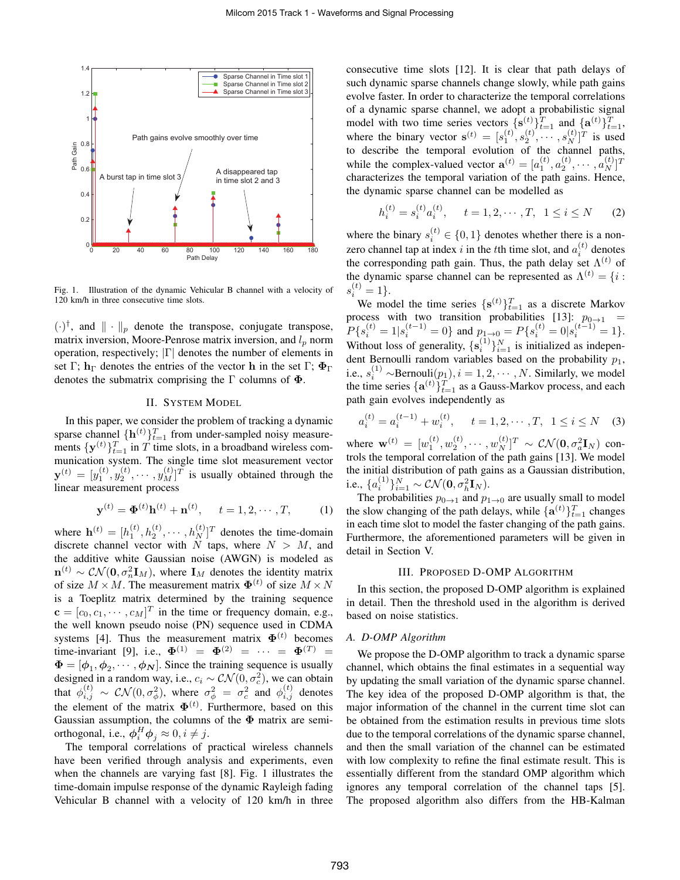Fig. 1. Illustration of the dynamic Vehicular B channel with a velocity of 120 km/h in three consecutive time slots.

$(\cdot)^{\dagger}$, and $\|\cdot\|_p$ denote the transpose, conjugate transpose, matrix inversion, Moore-Penrose matrix inversion, and $l_p$ norm operation, respectively; $|\Gamma|$ denotes the number of elements in set $\Gamma$; $\mathbf{h}_\Gamma$ denotes the entries of the vector $\mathbf{h}$ in the set $\Gamma$; $\mathbf{\Phi}_\Gamma$ denotes the submatrix comprising the $\Gamma$ columns of $\mathbf{\Phi}$.

## II. System Model

In this paper, we consider the problem of tracking a dynamic sparse channel $\{\mathbf{h}^{(t)}\}_{t=1}^T$ from under-sampled noisy measurements $\{\mathbf{y}^{(t)}\}_{t=1}^T$ in $T$ time slots, in a broadband wireless communication system. The single time slot measurement vector $\mathbf{y}^{(t)} = [y_1^{(t)}, y_2^{(t)}, \cdots, y_M^{(t)}]^T$ is usually obtained through the linear measurement process

$$\mathbf{y}^{(t)} = \mathbf{\Phi}^{(t)}\mathbf{h}^{(t)} + \mathbf{n}^{(t)}, \quad t = 1, 2, \cdots, T, \tag{1}$$

where $\mathbf{h}^{(t)} = [h_1^{(t)}, h_2^{(t)}, \cdots, h_N^{(t)}]^T$ denotes the time-domain discrete channel vector with $N$ taps, where $N > M$, and the additive white Gaussian noise (AWGN) is modeled as $\mathbf{n}^{(t)} \sim \mathcal{CN}(\mathbf{0}, \sigma_n^2 \mathbf{I}_M)$, where $\mathbf{I}_M$ denotes the identity matrix of size $M \times M$. The measurement matrix $\mathbf{\Phi}^{(t)}$ of size $M \times N$ is a Toeplitz matrix determined by the training sequence $\mathbf{c} = [c_0, c_1, \cdots, c_M]^T$ in the time or frequency domain, e.g., the well known pseudo noise (PN) sequence used in CDMA systems [4]. Thus the measurement matrix $\mathbf{\Phi}^{(t)}$ becomes time-invariant [9], i.e., $\mathbf{\Phi}^{(1)} = \mathbf{\Phi}^{(2)} = \cdots = \mathbf{\Phi}^{(T)} = \mathbf{\Phi} = [\boldsymbol{\phi}_1, \boldsymbol{\phi}_2, \cdots, \boldsymbol{\phi}_N]$. Since the training sequence is usually designed in a random way, i.e., $c_i \sim \mathcal{CN}(0, \sigma_c^2)$, we can obtain that $\phi_{i,j}^{(t)} \sim \mathcal{CN}(0, \sigma_\phi^2)$, where $\sigma_\phi^2 = \sigma_c^2$ and $\phi_{i,j}^{(t)}$ denotes the element of the matrix $\mathbf{\Phi}^{(t)}$. Furthermore, based on this Gaussian assumption, the columns of the $\mathbf{\Phi}$ matrix are semi-orthogonal, i.e., $\boldsymbol{\phi}_i^H \boldsymbol{\phi}_j \approx 0, i \neq j$.

The temporal correlations of practical wireless channels have been verified through analysis and experiments, even when the channels are varying fast [8]. Fig. 1 illustrates the time-domain impulse response of the dynamic Rayleigh fading Vehicular B channel with a velocity of 120 km/h in three consecutive time slots [12]. It is clear that path delays of such dynamic sparse channels change slowly, while path gains evolve faster. In order to characterize the temporal correlations of a dynamic sparse channel, we adopt a probabilistic signal model with two time series vectors $\{\mathbf{s}^{(t)}\}_{t=1}^T$ and $\{\mathbf{a}^{(t)}\}_{t=1}^T$, where the binary vector $\mathbf{s}^{(t)} = [s_1^{(t)}, s_2^{(t)}, \cdots, s_N^{(t)}]^T$ is used to describe the temporal evolution of the channel paths, while the complex-valued vector $\mathbf{a}^{(t)} = [a_1^{(t)}, a_2^{(t)}, \cdots, a_N^{(t)}]^T$ characterizes the temporal variation of the path gains. Hence, the dynamic sparse channel can be modelled as

$$h_i^{(t)} = s_i^{(t)} a_i^{(t)}, \quad t = 1, 2, \cdots, T, \quad 1 \leq i \leq N \tag{2}$$

where the binary $s_i^{(t)} \in \{0, 1\}$ denotes whether there is a non-zero channel tap at index $i$ in the $t$th time slot, and $a_i^{(t)}$ denotes the corresponding path gain. Thus, the path delay set $\Lambda^{(t)}$ of the dynamic sparse channel can be represented as $\Lambda^{(t)} = \{i : s_i^{(t)} = 1\}$.

We model the time series $\{\mathbf{s}^{(t)}\}_{t=1}^T$ as a discrete Markov process with two transition probabilities [13]: $p_{0\to1} = P\{s_i^{(t)} = 1 | s_i^{(t-1)} = 0\}$ and $p_{1\to0} = P\{s_i^{(t)} = 0 | s_i^{(t-1)} = 1\}$. Without loss of generality, $\{\mathbf{s}_i^{(1)}\}_{i=1}^N$ is initialized as independent Bernoulli random variables based on the probability $p_1$, i.e., $s_i^{(1)} \sim$Bernoulli$(p_1), i = 1, 2, \cdots, N$. Similarly, we model the time series $\{\mathbf{a}^{(t)}\}_{t=1}^T$ as a Gauss-Markov process, and each path gain evolves independently as

$$a_i^{(t)} = a_i^{(t-1)} + w_i^{(t)}, \quad t = 1, 2, \cdots, T, \quad 1 \leq i \leq N \tag{3}$$

where $\mathbf{w}^{(t)} = [w_1^{(t)}, w_2^{(t)}, \cdots, w_N^{(t)}]^T \sim \mathcal{CN}(\mathbf{0}, \sigma_a^2 \mathbf{I}_N)$ controls the temporal correlation of the path gains [13]. We model the initial distribution of path gains as a Gaussian distribution, i.e., $\{a_i^{(1)}\}_{i=1}^N \sim \mathcal{CN}(\mathbf{0}, \sigma_h^2 \mathbf{I}_N)$.

The probabilities $p_{0\to1}$ and $p_{1\to0}$ are usually small to model the slow changing of the path delays, while $\{\mathbf{a}^{(t)}\}_{t=1}^T$ changes in each time slot to model the faster changing of the path gains. Furthermore, the aforementioned parameters will be given in detail in Section V.

## III. Proposed D-OMP Algorithm

In this section, the proposed D-OMP algorithm is explained in detail. Then the threshold used in the algorithm is derived based on noise statistics.

### A. D-OMP Algorithm

We propose the D-OMP algorithm to track a dynamic sparse channel, which obtains the final estimates in a sequential way by updating the small variation of the dynamic sparse channel. The key idea of the proposed D-OMP algorithm is that, the major information of the channel in the current time slot can be obtained from the estimation results in previous time slots due to the temporal correlations of the dynamic sparse channel, and then the small variation of the channel can be estimated with low complexity to refine the final estimate result. This is essentially different from the standard OMP algorithm which ignores any temporal correlation of the channel taps [5]. The proposed algorithm also differs from the HB-Kalman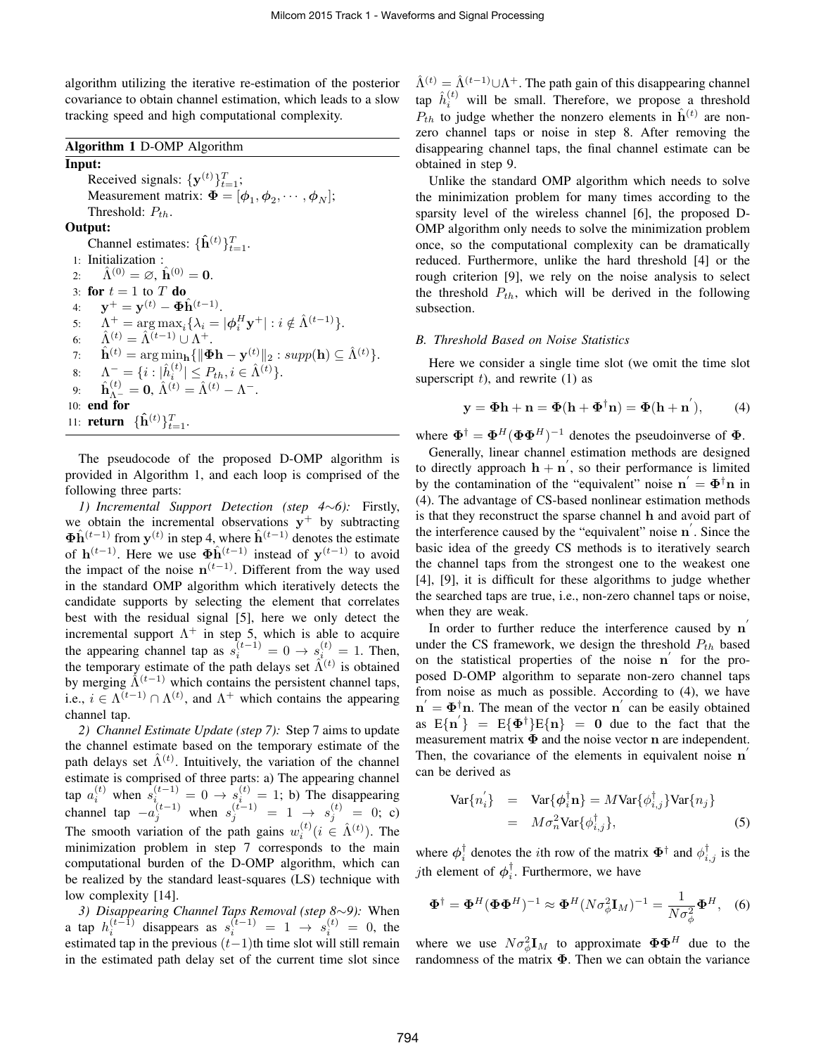algorithm utilizing the iterative re-estimation of the posterior covariance to obtain channel estimation, which leads to a slow tracking speed and high computational complexity.

**Algorithm 1** D-OMP Algorithm

**Input:**

Received signals: $\{\mathbf{y}^{(t)}\}_{t=1}^{T}$;

Measurement matrix: $\mathbf{\Phi} = [\boldsymbol{\phi}_1, \boldsymbol{\phi}_2, \cdots, \boldsymbol{\phi}_N]$;

Threshold: $P_{th}$.

**Output:**

Channel estimates: $\{\hat{\mathbf{h}}^{(t)}\}_{t=1}^{T}$.

1: Initialization :
2: $\quad \hat{\Lambda}^{(0)} = \varnothing$, $\hat{\mathbf{h}}^{(0)} = \mathbf{0}$.
3: **for** $t = 1$ to $T$ **do**
4: $\quad \mathbf{y}^{+} = \mathbf{y}^{(t)} - \mathbf{\Phi}\hat{\mathbf{h}}^{(t-1)}$.
5: $\quad \Lambda^{+} = \arg\max_i \{\lambda_i = |\boldsymbol{\phi}_i^H \mathbf{y}^{+}| : i \notin \hat{\Lambda}^{(t-1)}\}$.
6: $\quad \hat{\Lambda}^{(t)} = \hat{\Lambda}^{(t-1)} \cup \Lambda^{+}$.
7: $\quad \hat{\mathbf{h}}^{(t)} = \arg\min_{\mathbf{h}} \{\|\mathbf{\Phi}\mathbf{h} - \mathbf{y}^{(t)}\|_2 : supp(\mathbf{h}) \subseteq \hat{\Lambda}^{(t)}\}$.
8: $\quad \Lambda^{-} = \{i : |\hat{h}_i^{(t)}| \leq P_{th}, i \in \hat{\Lambda}^{(t)}\}$.
9: $\quad \hat{\mathbf{h}}_{\Lambda^{-}}^{(t)} = \mathbf{0}$, $\hat{\Lambda}^{(t)} = \hat{\Lambda}^{(t)} - \Lambda^{-}$.
10: **end for**
11: **return** $\{\hat{\mathbf{h}}^{(t)}\}_{t=1}^{T}$.

The pseudocode of the proposed D-OMP algorithm is provided in Algorithm 1, and each loop is comprised of the following three parts:

*1) Incremental Support Detection (step 4∼6):* Firstly, we obtain the incremental observations $\mathbf{y}^{+}$ by subtracting $\mathbf{\Phi}\hat{\mathbf{h}}^{(t-1)}$ from $\mathbf{y}^{(t)}$ in step 4, where $\hat{\mathbf{h}}^{(t-1)}$ denotes the estimate of $\mathbf{h}^{(t-1)}$. Here we use $\mathbf{\Phi}\hat{\mathbf{h}}^{(t-1)}$ instead of $\mathbf{y}^{(t-1)}$ to avoid the impact of the noise $\mathbf{n}^{(t-1)}$. Different from the way used in the standard OMP algorithm which iteratively detects the candidate supports by selecting the element that correlates best with the residual signal [5], here we only detect the incremental support $\Lambda^{+}$ in step 5, which is able to acquire the appearing channel tap as $s_i^{(t-1)} = 0 \rightarrow s_i^{(t)} = 1$. Then, the temporary estimate of the path delays set $\hat{\Lambda}^{(t)}$ is obtained by merging $\hat{\Lambda}^{(t-1)}$ which contains the persistent channel taps, i.e., $i \in \Lambda^{(t-1)} \cap \Lambda^{(t)}$, and $\Lambda^{+}$ which contains the appearing channel tap.

*2) Channel Estimate Update (step 7):* Step 7 aims to update the channel estimate based on the temporary estimate of the path delays set $\hat{\Lambda}^{(t)}$. Intuitively, the variation of the channel estimate is comprised of three parts: a) The appearing channel tap $a_i^{(t)}$ when $s_i^{(t-1)} = 0 \rightarrow s_i^{(t)} = 1$; b) The disappearing channel tap $-a_j^{(t-1)}$ when $s_j^{(t-1)} = 1 \rightarrow s_j^{(t)} = 0$; c) The smooth variation of the path gains $w_i^{(t)} (i \in \hat{\Lambda}^{(t)})$. The minimization problem in step 7 corresponds to the main computational burden of the D-OMP algorithm, which can be realized by the standard least-squares (LS) technique with low complexity [14].

*3) Disappearing Channel Taps Removal (step 8∼9):* When a tap $h_i^{(t-1)}$ disappears as $s_i^{(t-1)} = 1 \rightarrow s_i^{(t)} = 0$, the estimated tap in the previous $(t-1)$th time slot will still remain in the estimated path delay set of the current time slot since $\hat{\Lambda}^{(t)} = \hat{\Lambda}^{(t-1)} \cup \Lambda^{+}$. The path gain of this disappearing channel tap $\hat{h}_i^{(t)}$ will be small. Therefore, we propose a threshold $P_{th}$ to judge whether the nonzero elements in $\hat{\mathbf{h}}^{(t)}$ are nonzero channel taps or noise in step 8. After removing the disappearing channel taps, the final channel estimate can be obtained in step 9.

Unlike the standard OMP algorithm which needs to solve the minimization problem for many times according to the sparsity level of the wireless channel [6], the proposed D-OMP algorithm only needs to solve the minimization problem once, so the computational complexity can be dramatically reduced. Furthermore, unlike the hard threshold [4] or the rough criterion [9], we rely on the noise analysis to select the threshold $P_{th}$, which will be derived in the following subsection.

### *B. Threshold Based on Noise Statistics*

Here we consider a single time slot (we omit the time slot superscript $t$), and rewrite (1) as

$$\mathbf{y} = \mathbf{\Phi}\mathbf{h} + \mathbf{n} = \mathbf{\Phi}(\mathbf{h} + \mathbf{\Phi}^{\dagger}\mathbf{n}) = \mathbf{\Phi}(\mathbf{h} + \mathbf{n}'), \tag{4}$$

where $\mathbf{\Phi}^{\dagger} = \mathbf{\Phi}^H(\mathbf{\Phi}\mathbf{\Phi}^H)^{-1}$ denotes the pseudoinverse of $\mathbf{\Phi}$.

Generally, linear channel estimation methods are designed to directly approach $\mathbf{h} + \mathbf{n}'$, so their performance is limited by the contamination of the "equivalent" noise $\mathbf{n}' = \mathbf{\Phi}^{\dagger}\mathbf{n}$ in (4). The advantage of CS-based nonlinear estimation methods is that they reconstruct the sparse channel $\mathbf{h}$ and avoid part of the interference caused by the "equivalent" noise $\mathbf{n}'$. Since the basic idea of the greedy CS methods is to iteratively search the channel taps from the strongest one to the weakest one [4], [9], it is difficult for these algorithms to judge whether the searched taps are true, i.e., non-zero channel taps or noise, when they are weak.

In order to further reduce the interference caused by $\mathbf{n}'$ under the CS framework, we design the threshold $P_{th}$ based on the statistical properties of the noise $\mathbf{n}'$ for the proposed D-OMP algorithm to separate non-zero channel taps from noise as much as possible. According to (4), we have $\mathbf{n}' = \mathbf{\Phi}^{\dagger}\mathbf{n}$. The mean of the vector $\mathbf{n}'$ can be easily obtained as $\mathrm{E}\{\mathbf{n}'\} = \mathrm{E}\{\mathbf{\Phi}^{\dagger}\}\mathrm{E}\{\mathbf{n}\} = \mathbf{0}$ due to the fact that the measurement matrix $\mathbf{\Phi}$ and the noise vector $\mathbf{n}$ are independent. Then, the covariance of the elements in equivalent noise $\mathbf{n}'$ can be derived as

$$\begin{aligned} \mathrm{Var}\{n_i'\} &= \mathrm{Var}\{\boldsymbol{\phi}_i^{\dagger}\mathbf{n}\} = M\mathrm{Var}\{\phi_{i,j}^{\dagger}\}\mathrm{Var}\{n_j\} \\ &= M\sigma_n^2 \mathrm{Var}\{\phi_{i,j}^{\dagger}\}, \end{aligned} \tag{5}$$

where $\boldsymbol{\phi}_i^{\dagger}$ denotes the $i$th row of the matrix $\mathbf{\Phi}^{\dagger}$ and $\phi_{i,j}^{\dagger}$ is the $j$th element of $\boldsymbol{\phi}_i^{\dagger}$. Furthermore, we have

$$\mathbf{\Phi}^{\dagger} = \mathbf{\Phi}^H(\mathbf{\Phi}\mathbf{\Phi}^H)^{-1} \approx \mathbf{\Phi}^H(N\sigma_{\phi}^2\mathbf{I}_M)^{-1} = \frac{1}{N\sigma_{\phi}^2}\mathbf{\Phi}^H, \tag{6}$$

where we use $N\sigma_{\phi}^2\mathbf{I}_M$ to approximate $\mathbf{\Phi}\mathbf{\Phi}^H$ due to the randomness of the matrix $\mathbf{\Phi}$. Then we can obtain the variance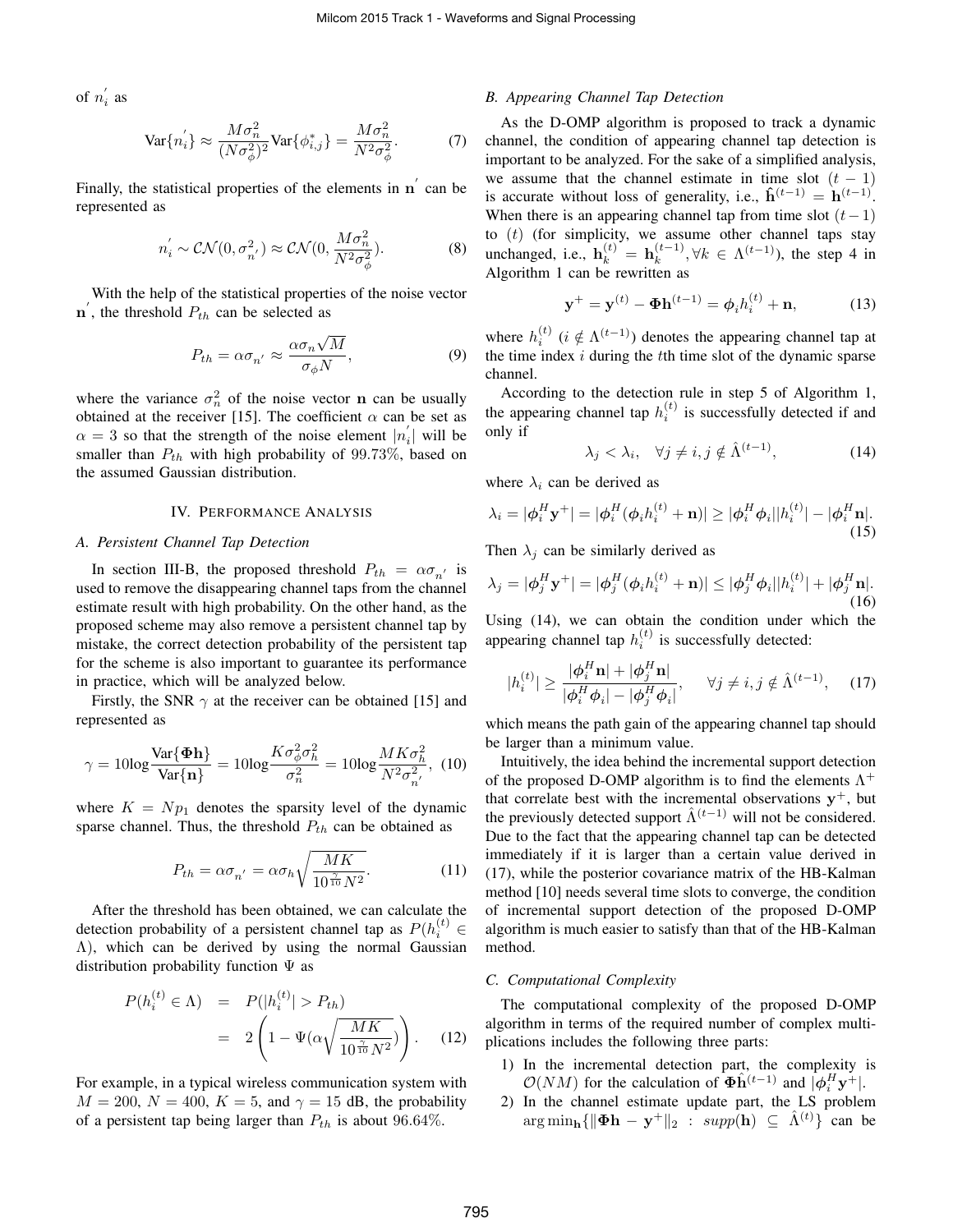of $n_i^{'}$ as

$$\text{Var}\{n_i^{'}\} \approx \frac{M\sigma_n^2}{(N\sigma_\phi^2)^2}\text{Var}\{\phi_{i,j}^*\} = \frac{M\sigma_n^2}{N^2\sigma_\phi^2}. \tag{7}$$

Finally, the statistical properties of the elements in $\mathbf{n}^{'}$ can be represented as

$$n_i^{'} \sim \mathcal{CN}(0, \sigma_{n^{'}}^2) \approx \mathcal{CN}(0, \frac{M\sigma_n^2}{N^2\sigma_\phi^2}). \tag{8}$$

With the help of the statistical properties of the noise vector $\mathbf{n}^{'}$, the threshold $P_{th}$ can be selected as

$$P_{th} = \alpha\sigma_{n^{'}} \approx \frac{\alpha\sigma_n\sqrt{M}}{\sigma_\phi N}, \tag{9}$$

where the variance $\sigma_n^2$ of the noise vector $\mathbf{n}$ can be usually obtained at the receiver [15]. The coefficient $\alpha$ can be set as $\alpha = 3$ so that the strength of the noise element $|n_i^{'}|$ will be smaller than $P_{th}$ with high probability of 99.73%, based on the assumed Gaussian distribution.

## IV. Performance Analysis

### A. Persistent Channel Tap Detection

In section III-B, the proposed threshold $P_{th} = \alpha\sigma_{n^{'}}$ is used to remove the disappearing channel taps from the channel estimate result with high probability. On the other hand, as the proposed scheme may also remove a persistent channel tap by mistake, the correct detection probability of the persistent tap for the scheme is also important to guarantee its performance in practice, which will be analyzed below.

Firstly, the SNR $\gamma$ at the receiver can be obtained [15] and represented as

$$\gamma = 10\log\frac{\text{Var}\{\mathbf{\Phi h}\}}{\text{Var}\{\mathbf{n}\}} = 10\log\frac{K\sigma_\phi^2\sigma_h^2}{\sigma_n^2} = 10\log\frac{MK\sigma_h^2}{N^2\sigma_{n^{'}}^2}, \tag{10}$$

where $K = Np_1$ denotes the sparsity level of the dynamic sparse channel. Thus, the threshold $P_{th}$ can be obtained as

$$P_{th} = \alpha\sigma_{n^{'}} = \alpha\sigma_h\sqrt{\frac{MK}{10^{\frac{\gamma}{10}}N^2}}. \tag{11}$$

After the threshold has been obtained, we can calculate the detection probability of a persistent channel tap as $P(h_i^{(t)} \in \Lambda)$, which can be derived by using the normal Gaussian distribution probability function $\Psi$ as

$$\begin{aligned} P(h_i^{(t)} \in \Lambda) &= P(|h_i^{(t)}| > P_{th}) \\ &= 2\left(1 - \Psi(\alpha\sqrt{\frac{MK}{10^{\frac{\gamma}{10}}N^2}})\right). \end{aligned} \tag{12}$$

For example, in a typical wireless communication system with $M = 200$, $N = 400$, $K = 5$, and $\gamma = 15$ dB, the probability of a persistent tap being larger than $P_{th}$ is about 96.64%.

### B. Appearing Channel Tap Detection

As the D-OMP algorithm is proposed to track a dynamic channel, the condition of appearing channel tap detection is important to be analyzed. For the sake of a simplified analysis, we assume that the channel estimate in time slot $(t-1)$ is accurate without loss of generality, i.e., $\hat{\mathbf{h}}^{(t-1)} = \mathbf{h}^{(t-1)}$. When there is an appearing channel tap from time slot $(t-1)$ to $(t)$ (for simplicity, we assume other channel taps stay unchanged, i.e., $\mathbf{h}_k^{(t)} = \mathbf{h}_k^{(t-1)}, \forall k \in \Lambda^{(t-1)}$), the step 4 in Algorithm 1 can be rewritten as

$$\mathbf{y}^+ = \mathbf{y}^{(t)} - \mathbf{\Phi h}^{(t-1)} = \boldsymbol{\phi}_i h_i^{(t)} + \mathbf{n}, \tag{13}$$

where $h_i^{(t)}$ ($i \notin \Lambda^{(t-1)}$) denotes the appearing channel tap at the time index $i$ during the $t$th time slot of the dynamic sparse channel.

According to the detection rule in step 5 of Algorithm 1, the appearing channel tap $h_i^{(t)}$ is successfully detected if and only if

$$\lambda_j < \lambda_i, \quad \forall j \neq i, j \notin \hat{\Lambda}^{(t-1)}, \tag{14}$$

where $\lambda_i$ can be derived as

$$\lambda_i = |\boldsymbol{\phi}_i^H\mathbf{y}^+| = |\boldsymbol{\phi}_i^H(\boldsymbol{\phi}_i h_i^{(t)} + \mathbf{n})| \geq |\boldsymbol{\phi}_i^H\boldsymbol{\phi}_i||h_i^{(t)}| - |\boldsymbol{\phi}_i^H\mathbf{n}|. \tag{15}$$

Then $\lambda_j$ can be similarly derived as

$$\lambda_j = |\boldsymbol{\phi}_j^H\mathbf{y}^+| = |\boldsymbol{\phi}_j^H(\boldsymbol{\phi}_i h_i^{(t)} + \mathbf{n})| \leq |\boldsymbol{\phi}_j^H\boldsymbol{\phi}_i||h_i^{(t)}| + |\boldsymbol{\phi}_j^H\mathbf{n}|. \tag{16}$$

Using (14), we can obtain the condition under which the appearing channel tap $h_i^{(t)}$ is successfully detected:

$$|h_i^{(t)}| \geq \frac{|\boldsymbol{\phi}_i^H\mathbf{n}| + |\boldsymbol{\phi}_j^H\mathbf{n}|}{|\boldsymbol{\phi}_i^H\boldsymbol{\phi}_i| - |\boldsymbol{\phi}_j^H\boldsymbol{\phi}_i|}, \quad \forall j \neq i, j \notin \hat{\Lambda}^{(t-1)}, \tag{17}$$

which means the path gain of the appearing channel tap should be larger than a minimum value.

Intuitively, the idea behind the incremental support detection of the proposed D-OMP algorithm is to find the elements $\Lambda^+$ that correlate best with the incremental observations $\mathbf{y}^+$, but the previously detected support $\hat{\Lambda}^{(t-1)}$ will not be considered. Due to the fact that the appearing channel tap can be detected immediately if it is larger than a certain value derived in (17), while the posterior covariance matrix of the HB-Kalman method [10] needs several time slots to converge, the condition of incremental support detection of the proposed D-OMP algorithm is much easier to satisfy than that of the HB-Kalman method.

### C. Computational Complexity

The computational complexity of the proposed D-OMP algorithm in terms of the required number of complex multiplications includes the following three parts:

1) In the incremental detection part, the complexity is $\mathcal{O}(NM)$ for the calculation of $\mathbf{\Phi}\hat{\mathbf{h}}^{(t-1)}$ and $|\boldsymbol{\phi}_i^H\mathbf{y}^+|$.
2) In the channel estimate update part, the LS problem $\arg\min_{\mathbf{h}}\{\|\mathbf{\Phi h} - \mathbf{y}^+\|_2 \; : \; supp(\mathbf{h}) \subseteq \hat{\Lambda}^{(t)}\}$ can be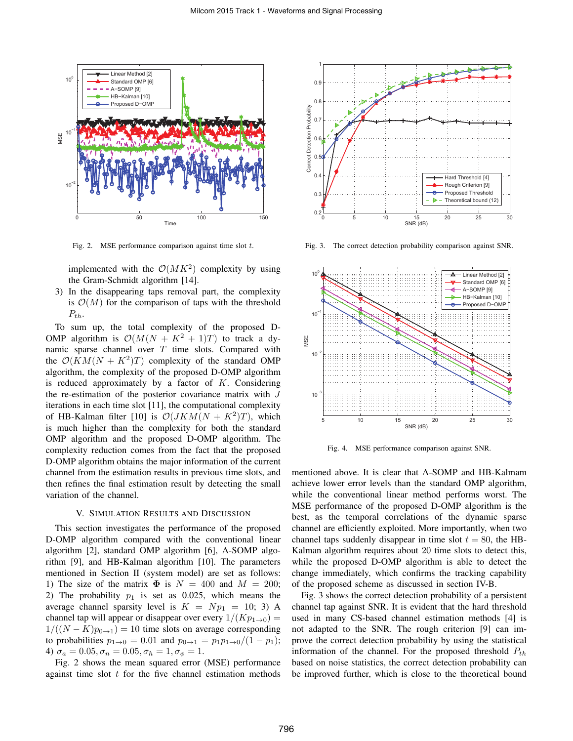Fig. 2. MSE performance comparison against time slot $t$.

Fig. 3. The correct detection probability comparison against SNR.

Fig. 4. MSE performance comparison against SNR.

implemented with the $\mathcal{O}(MK^2)$ complexity by using the Gram-Schmidt algorithm [14].

3) In the disappearing taps removal part, the complexity is $\mathcal{O}(M)$ for the comparison of taps with the threshold $P_{th}$.

To sum up, the total complexity of the proposed D-OMP algorithm is $\mathcal{O}(M(N + K^2 + 1)T)$ to track a dynamic sparse channel over $T$ time slots. Compared with the $\mathcal{O}(KM(N + K^2)T)$ complexity of the standard OMP algorithm, the complexity of the proposed D-OMP algorithm is reduced approximately by a factor of $K$. Considering the re-estimation of the posterior covariance matrix with $J$ iterations in each time slot [11], the computational complexity of HB-Kalman filter [10] is $\mathcal{O}(JKM(N + K^2)T)$, which is much higher than the complexity for both the standard OMP algorithm and the proposed D-OMP algorithm. The complexity reduction comes from the fact that the proposed D-OMP algorithm obtains the major information of the current channel from the estimation results in previous time slots, and then refines the final estimation result by detecting the small variation of the channel.

## V. Simulation Results and Discussion

This section investigates the performance of the proposed D-OMP algorithm compared with the conventional linear algorithm [2], standard OMP algorithm [6], A-SOMP algorithm [9], and HB-Kalman algorithm [10]. The parameters mentioned in Section II (system model) are set as follows: 1) The size of the matrix $\mathbf{\Phi}$ is $N = 400$ and $M = 200$; 2) The probability $p_1$ is set as 0.025, which means the average channel sparsity level is $K = Np_1 = 10$; 3) A channel tap will appear or disappear over every $1/(Kp_{1\to 0}) = 1/((N-K)p_{0\to 1}) = 10$ time slots on average corresponding to probabilities $p_{1\to 0} = 0.01$ and $p_{0\to 1} = p_1 p_{1\to 0}/(1-p_1)$; 4) $\sigma_a = 0.05, \sigma_n = 0.05, \sigma_h = 1, \sigma_\phi = 1$.

Fig. 2 shows the mean squared error (MSE) performance against time slot $t$ for the five channel estimation methods mentioned above. It is clear that A-SOMP and HB-Kalmam achieve lower error levels than the standard OMP algorithm, while the conventional linear method performs worst. The MSE performance of the proposed D-OMP algorithm is the best, as the temporal correlations of the dynamic sparse channel are efficiently exploited. More importantly, when two channel taps suddenly disappear in time slot $t = 80$, the HB-Kalman algorithm requires about 20 time slots to detect this, while the proposed D-OMP algorithm is able to detect the change immediately, which confirms the tracking capability of the proposed scheme as discussed in section IV-B.

Fig. 3 shows the correct detection probability of a persistent channel tap against SNR. It is evident that the hard threshold used in many CS-based channel estimation methods [4] is not adapted to the SNR. The rough criterion [9] can improve the correct detection probability by using the statistical information of the channel. For the proposed threshold $P_{th}$ based on noise statistics, the correct detection probability can be improved further, which is close to the theoretical bound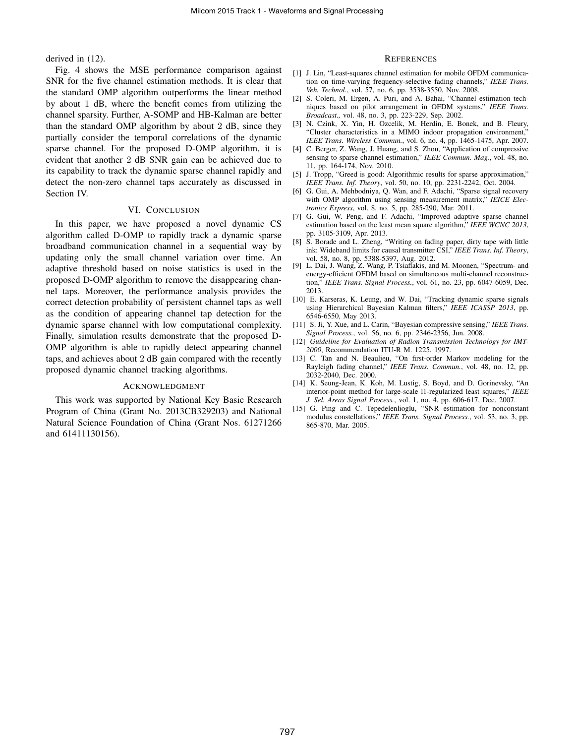derived in (12).

Fig. 4 shows the MSE performance comparison against SNR for the five channel estimation methods. It is clear that the standard OMP algorithm outperforms the linear method by about 1 dB, where the benefit comes from utilizing the channel sparsity. Further, A-SOMP and HB-Kalman are better than the standard OMP algorithm by about 2 dB, since they partially consider the temporal correlations of the dynamic sparse channel. For the proposed D-OMP algorithm, it is evident that another 2 dB SNR gain can be achieved due to its capability to track the dynamic sparse channel rapidly and detect the non-zero channel taps accurately as discussed in Section IV.

## VI. Conclusion

In this paper, we have proposed a novel dynamic CS algorithm called D-OMP to rapidly track a dynamic sparse broadband communication channel in a sequential way by updating only the small channel variation over time. An adaptive threshold based on noise statistics is used in the proposed D-OMP algorithm to remove the disappearing channel taps. Moreover, the performance analysis provides the correct detection probability of persistent channel taps as well as the condition of appearing channel tap detection for the dynamic sparse channel with low computational complexity. Finally, simulation results demonstrate that the proposed D-OMP algorithm is able to rapidly detect appearing channel taps, and achieves about 2 dB gain compared with the recently proposed dynamic channel tracking algorithms.

## Acknowledgment

This work was supported by National Key Basic Research Program of China (Grant No. 2013CB329203) and National Natural Science Foundation of China (Grant Nos. 61271266 and 61411130156).

## References

[1] J. Lin, "Least-squares channel estimation for mobile OFDM communication on time-varying frequency-selective fading channels," *IEEE Trans. Veh. Technol.*, vol. 57, no. 6, pp. 3538-3550, Nov. 2008.

[2] S. Coleri, M. Ergen, A. Puri, and A. Bahai, "Channel estimation techniques based on pilot arrangement in OFDM systems," *IEEE Trans. Broadcast.,* vol. 48, no. 3, pp. 223-229, Sep. 2002.

[3] N. Czink, X. Yin, H. Ozcelik, M. Herdin, E. Bonek, and B. Fleury, "Cluster characteristics in a MIMO indoor propagation environment," *IEEE Trans. Wireless Commun.*, vol. 6, no. 4, pp. 1465-1475, Apr. 2007.

[4] C. Berger, Z. Wang, J. Huang, and S. Zhou, "Application of compressive sensing to sparse channel estimation," *IEEE Commun. Mag.*, vol. 48, no. 11, pp. 164-174, Nov. 2010.

[5] J. Tropp, "Greed is good: Algorithmic results for sparse approximation," *IEEE Trans. Inf. Theory*, vol. 50, no. 10, pp. 2231-2242, Oct. 2004.

[6] G. Gui, A. Mehbodniya, Q. Wan, and F. Adachi, "Sparse signal recovery with OMP algorithm using sensing measurement matrix," *IEICE Electronics Express*, vol. 8, no. 5, pp. 285-290, Mar. 2011.

[7] G. Gui, W. Peng, and F. Adachi, "Improved adaptive sparse channel estimation based on the least mean square algorithm," *IEEE WCNC 2013*, pp. 3105-3109, Apr. 2013.

[8] S. Borade and L. Zheng, "Writing on fading paper, dirty tape with little ink: Wideband limits for causal transmitter CSI," *IEEE Trans. Inf. Theory*, vol. 58, no. 8, pp. 5388-5397, Aug. 2012.

[9] L. Dai, J. Wang, Z. Wang, P. Tsiaflakis, and M. Moonen, "Spectrum- and energy-efficient OFDM based on simultaneous multi-channel reconstruction," *IEEE Trans. Signal Process.*, vol. 61, no. 23, pp. 6047-6059, Dec. 2013.

[10] E. Karseras, K. Leung, and W. Dai, "Tracking dynamic sparse signals using Hierarchical Bayesian Kalman filters," *IEEE ICASSP 2013*, pp. 6546-6550, May 2013.

[11] S. Ji, Y. Xue, and L. Carin, "Bayesian compressive sensing," *IEEE Trans. Signal Process.*, vol. 56, no. 6, pp. 2346-2356, Jun. 2008.

[12] *Guideline for Evaluation of Radion Transmission Technology for IMT-2000*, Recommendation ITU-R M. 1225, 1997.

[13] C. Tan and N. Beaulieu, "On first-order Markov modeling for the Rayleigh fading channel," *IEEE Trans. Commun.*, vol. 48, no. 12, pp. 2032-2040, Dec. 2000.

[14] K. Seung-Jean, K. Koh, M. Lustig, S. Boyd, and D. Gorinevsky, "An interior-point method for large-scale l1-regularized least squares," *IEEE J. Sel. Areas Signal Process.*, vol. 1, no. 4, pp. 606-617, Dec. 2007.

[15] G. Ping and C. Tepedelenlioglu, "SNR estimation for nonconstant modulus constellations," *IEEE Trans. Signal Process.*, vol. 53, no. 3, pp. 865-870, Mar. 2005.